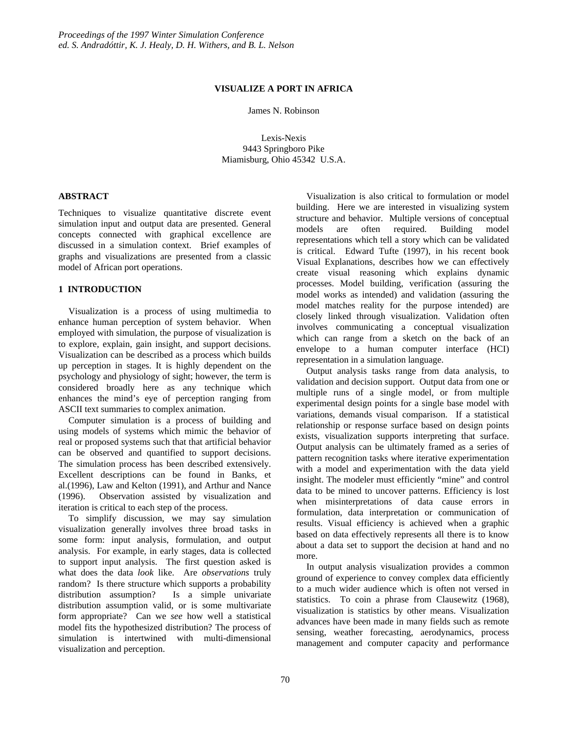*Proceedings of the 1997 Winter Simulation Conference*
*ed. S. Andradóttir, K. J. Healy, D. H. Withers, and B. L. Nelson*

# VISUALIZE A PORT IN AFRICA

James N. Robinson

Lexis-Nexis
9443 Springboro Pike
Miamisburg, Ohio 45342 U.S.A.

## ABSTRACT

Techniques to visualize quantitative discrete event simulation input and output data are presented. General concepts connected with graphical excellence are discussed in a simulation context. Brief examples of graphs and visualizations are presented from a classic model of African port operations.

## 1 INTRODUCTION

Visualization is a process of using multimedia to enhance human perception of system behavior. When employed with simulation, the purpose of visualization is to explore, explain, gain insight, and support decisions. Visualization can be described as a process which builds up perception in stages. It is highly dependent on the psychology and physiology of sight; however, the term is considered broadly here as any technique which enhances the mind's eye of perception ranging from ASCII text summaries to complex animation.

Computer simulation is a process of building and using models of systems which mimic the behavior of real or proposed systems such that that artificial behavior can be observed and quantified to support decisions. The simulation process has been described extensively. Excellent descriptions can be found in Banks, et al.(1996), Law and Kelton (1991), and Arthur and Nance (1996). Observation assisted by visualization and iteration is critical to each step of the process.

To simplify discussion, we may say simulation visualization generally involves three broad tasks in some form: input analysis, formulation, and output analysis. For example, in early stages, data is collected to support input analysis. The first question asked is what does the data *look* like. Are *observations* truly random? Is there structure which supports a probability distribution assumption? Is a simple univariate distribution assumption valid, or is some multivariate form appropriate? Can we *see* how well a statistical model fits the hypothesized distribution? The process of simulation is intertwined with multi-dimensional visualization and perception.

Visualization is also critical to formulation or model building. Here we are interested in visualizing system structure and behavior. Multiple versions of conceptual models are often required. Building model representations which tell a story which can be validated is critical. Edward Tufte (1997), in his recent book Visual Explanations, describes how we can effectively create visual reasoning which explains dynamic processes. Model building, verification (assuring the model works as intended) and validation (assuring the model matches reality for the purpose intended) are closely linked through visualization. Validation often involves communicating a conceptual visualization which can range from a sketch on the back of an envelope to a human computer interface (HCI) representation in a simulation language.

Output analysis tasks range from data analysis, to validation and decision support. Output data from one or multiple runs of a single model, or from multiple experimental design points for a single base model with variations, demands visual comparison. If a statistical relationship or response surface based on design points exists, visualization supports interpreting that surface. Output analysis can be ultimately framed as a series of pattern recognition tasks where iterative experimentation with a model and experimentation with the data yield insight. The modeler must efficiently "mine" and control data to be mined to uncover patterns. Efficiency is lost when misinterpretations of data cause errors in formulation, data interpretation or communication of results. Visual efficiency is achieved when a graphic based on data effectively represents all there is to know about a data set to support the decision at hand and no more.

In output analysis visualization provides a common ground of experience to convey complex data efficiently to a much wider audience which is often not versed in statistics. To coin a phrase from Clausewitz (1968), visualization is statistics by other means. Visualization advances have been made in many fields such as remote sensing, weather forecasting, aerodynamics, process management and computer capacity and performance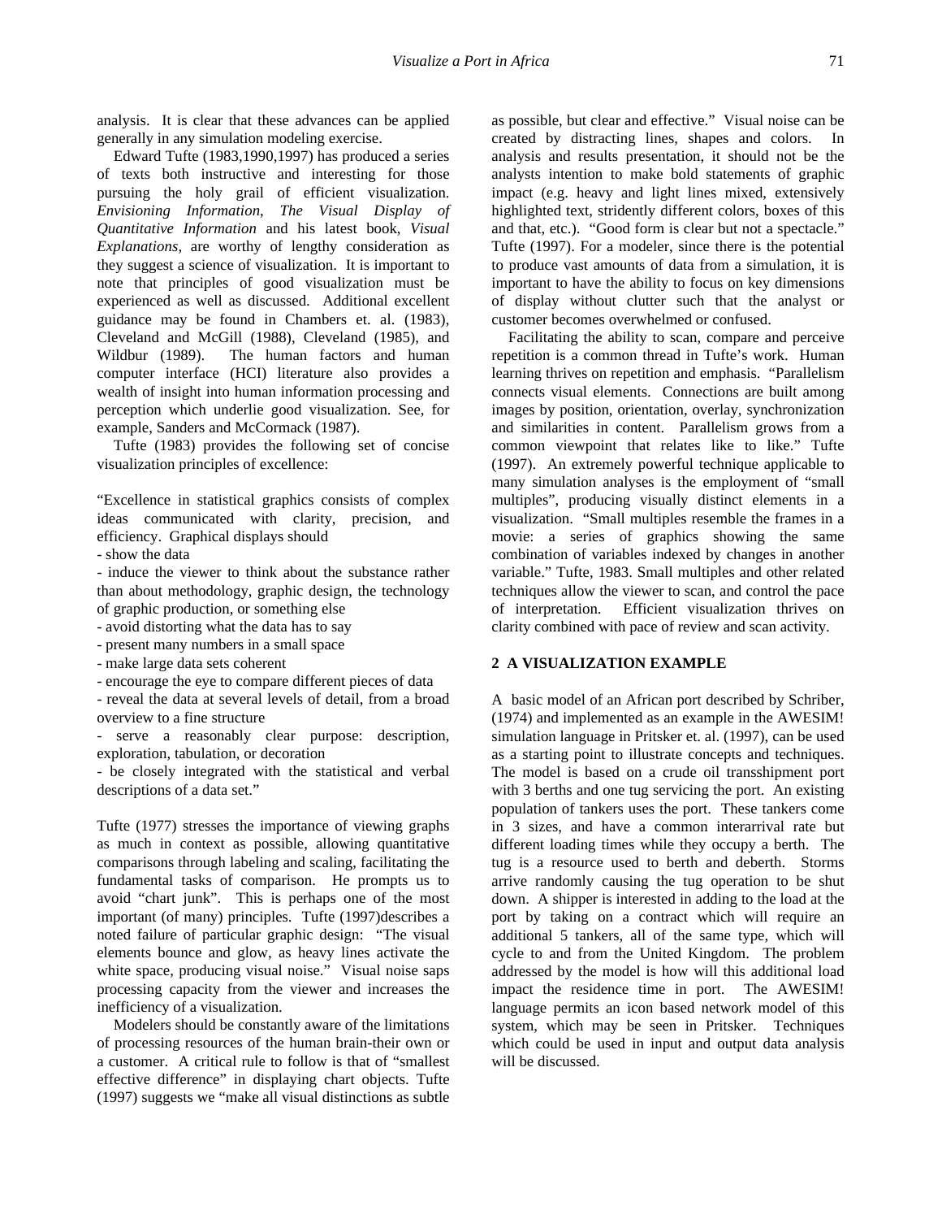analysis. It is clear that these advances can be applied generally in any simulation modeling exercise.

Edward Tufte (1983,1990,1997) has produced a series of texts both instructive and interesting for those pursuing the holy grail of efficient visualization. *Envisioning Information*, *The Visual Display of Quantitative Information* and his latest book, *Visual Explanations*, are worthy of lengthy consideration as they suggest a science of visualization. It is important to note that principles of good visualization must be experienced as well as discussed. Additional excellent guidance may be found in Chambers et. al. (1983), Cleveland and McGill (1988), Cleveland (1985), and Wildbur (1989). The human factors and human computer interface (HCI) literature also provides a wealth of insight into human information processing and perception which underlie good visualization. See, for example, Sanders and McCormack (1987).

Tufte (1983) provides the following set of concise visualization principles of excellence:

"Excellence in statistical graphics consists of complex ideas communicated with clarity, precision, and efficiency. Graphical displays should

- show the data
- induce the viewer to think about the substance rather than about methodology, graphic design, the technology of graphic production, or something else
- avoid distorting what the data has to say
- present many numbers in a small space
- make large data sets coherent
- encourage the eye to compare different pieces of data
- reveal the data at several levels of detail, from a broad overview to a fine structure
- serve a reasonably clear purpose: description, exploration, tabulation, or decoration
- be closely integrated with the statistical and verbal descriptions of a data set."

Tufte (1977) stresses the importance of viewing graphs as much in context as possible, allowing quantitative comparisons through labeling and scaling, facilitating the fundamental tasks of comparison. He prompts us to avoid "chart junk". This is perhaps one of the most important (of many) principles. Tufte (1997)describes a noted failure of particular graphic design: "The visual elements bounce and glow, as heavy lines activate the white space, producing visual noise." Visual noise saps processing capacity from the viewer and increases the inefficiency of a visualization.

Modelers should be constantly aware of the limitations of processing resources of the human brain-their own or a customer. A critical rule to follow is that of "smallest effective difference" in displaying chart objects. Tufte (1997) suggests we "make all visual distinctions as subtle as possible, but clear and effective." Visual noise can be created by distracting lines, shapes and colors. In analysis and results presentation, it should not be the analysts intention to make bold statements of graphic impact (e.g. heavy and light lines mixed, extensively highlighted text, stridently different colors, boxes of this and that, etc.). "Good form is clear but not a spectacle." Tufte (1997). For a modeler, since there is the potential to produce vast amounts of data from a simulation, it is important to have the ability to focus on key dimensions of display without clutter such that the analyst or customer becomes overwhelmed or confused.

Facilitating the ability to scan, compare and perceive repetition is a common thread in Tufte's work. Human learning thrives on repetition and emphasis. "Parallelism connects visual elements. Connections are built among images by position, orientation, overlay, synchronization and similarities in content. Parallelism grows from a common viewpoint that relates like to like." Tufte (1997). An extremely powerful technique applicable to many simulation analyses is the employment of "small multiples", producing visually distinct elements in a visualization. "Small multiples resemble the frames in a movie: a series of graphics showing the same combination of variables indexed by changes in another variable." Tufte, 1983. Small multiples and other related techniques allow the viewer to scan, and control the pace of interpretation. Efficient visualization thrives on clarity combined with pace of review and scan activity.

## 2 A VISUALIZATION EXAMPLE

A basic model of an African port described by Schriber, (1974) and implemented as an example in the AWESIM! simulation language in Pritsker et. al. (1997), can be used as a starting point to illustrate concepts and techniques. The model is based on a crude oil transshipment port with 3 berths and one tug servicing the port. An existing population of tankers uses the port. These tankers come in 3 sizes, and have a common interarrival rate but different loading times while they occupy a berth. The tug is a resource used to berth and deberth. Storms arrive randomly causing the tug operation to be shut down. A shipper is interested in adding to the load at the port by taking on a contract which will require an additional 5 tankers, all of the same type, which will cycle to and from the United Kingdom. The problem addressed by the model is how will this additional load impact the residence time in port. The AWESIM! language permits an icon based network model of this system, which may be seen in Pritsker. Techniques which could be used in input and output data analysis will be discussed.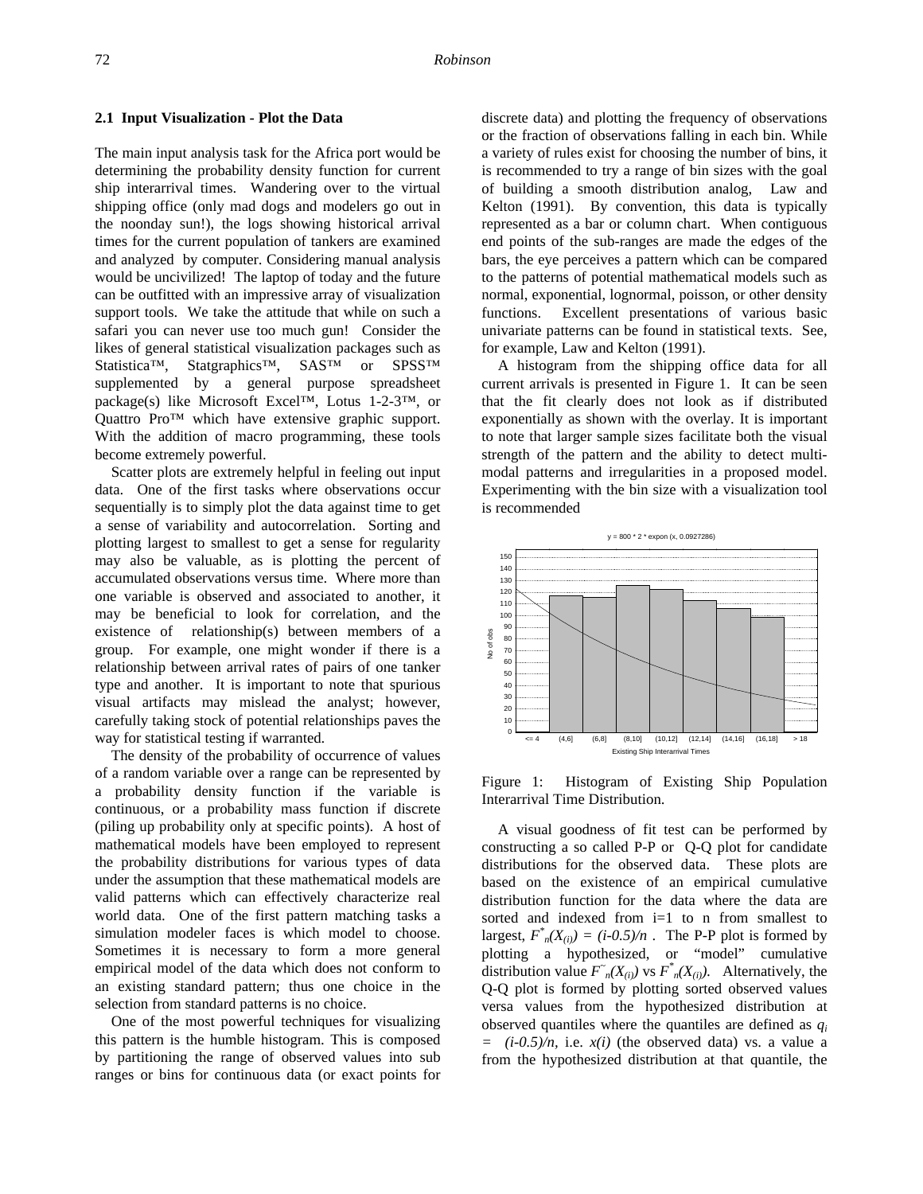## 2.1 Input Visualization - Plot the Data

The main input analysis task for the Africa port would be determining the probability density function for current ship interarrival times. Wandering over to the virtual shipping office (only mad dogs and modelers go out in the noonday sun!), the logs showing historical arrival times for the current population of tankers are examined and analyzed by computer. Considering manual analysis would be uncivilized! The laptop of today and the future can be outfitted with an impressive array of visualization support tools. We take the attitude that while on such a safari you can never use too much gun! Consider the likes of general statistical visualization packages such as Statistica™, Statgraphics™, SAS™ or SPSS™ supplemented by a general purpose spreadsheet package(s) like Microsoft Excel™, Lotus 1-2-3™, or Quattro Pro™ which have extensive graphic support. With the addition of macro programming, these tools become extremely powerful.

Scatter plots are extremely helpful in feeling out input data. One of the first tasks where observations occur sequentially is to simply plot the data against time to get a sense of variability and autocorrelation. Sorting and plotting largest to smallest to get a sense for regularity may also be valuable, as is plotting the percent of accumulated observations versus time. Where more than one variable is observed and associated to another, it may be beneficial to look for correlation, and the existence of relationship(s) between members of a group. For example, one might wonder if there is a relationship between arrival rates of pairs of one tanker type and another. It is important to note that spurious visual artifacts may mislead the analyst; however, carefully taking stock of potential relationships paves the way for statistical testing if warranted.

The density of the probability of occurrence of values of a random variable over a range can be represented by a probability density function if the variable is continuous, or a probability mass function if discrete (piling up probability only at specific points). A host of mathematical models have been employed to represent the probability distributions for various types of data under the assumption that these mathematical models are valid patterns which can effectively characterize real world data. One of the first pattern matching tasks a simulation modeler faces is which model to choose. Sometimes it is necessary to form a more general empirical model of the data which does not conform to an existing standard pattern; thus one choice in the selection from standard patterns is no choice.

One of the most powerful techniques for visualizing this pattern is the humble histogram. This is composed by partitioning the range of observed values into sub ranges or bins for continuous data (or exact points for discrete data) and plotting the frequency of observations or the fraction of observations falling in each bin. While a variety of rules exist for choosing the number of bins, it is recommended to try a range of bin sizes with the goal of building a smooth distribution analog, Law and Kelton (1991). By convention, this data is typically represented as a bar or column chart. When contiguous end points of the sub-ranges are made the edges of the bars, the eye perceives a pattern which can be compared to the patterns of potential mathematical models such as normal, exponential, lognormal, poisson, or other density functions. Excellent presentations of various basic univariate patterns can be found in statistical texts. See, for example, Law and Kelton (1991).

A histogram from the shipping office data for all current arrivals is presented in Figure 1. It can be seen that the fit clearly does not look as if distributed exponentially as shown with the overlay. It is important to note that larger sample sizes facilitate both the visual strength of the pattern and the ability to detect multi-modal patterns and irregularities in a proposed model. Experimenting with the bin size with a visualization tool is recommended

Figure 1: Histogram of Existing Ship Population Interarrival Time Distribution.

A visual goodness of fit test can be performed by constructing a so called P-P or Q-Q plot for candidate distributions for the observed data. These plots are based on the existence of an empirical cumulative distribution function for the data where the data are sorted and indexed from i=1 to n from smallest to largest, $F^*_n(X_{(i)}) = (i-0.5)/n$ . The P-P plot is formed by plotting a hypothesized, or "model" cumulative distribution value $F^{\sim}_n(X_{(i)})$ vs $F^*_n(X_{(i)})$. Alternatively, the Q-Q plot is formed by plotting sorted observed values versa values from the hypothesized distribution at observed quantiles where the quantiles are defined as $q_i = (i-0.5)/n$, i.e. $x(i)$ (the observed data) vs. a value a from the hypothesized distribution at that quantile, the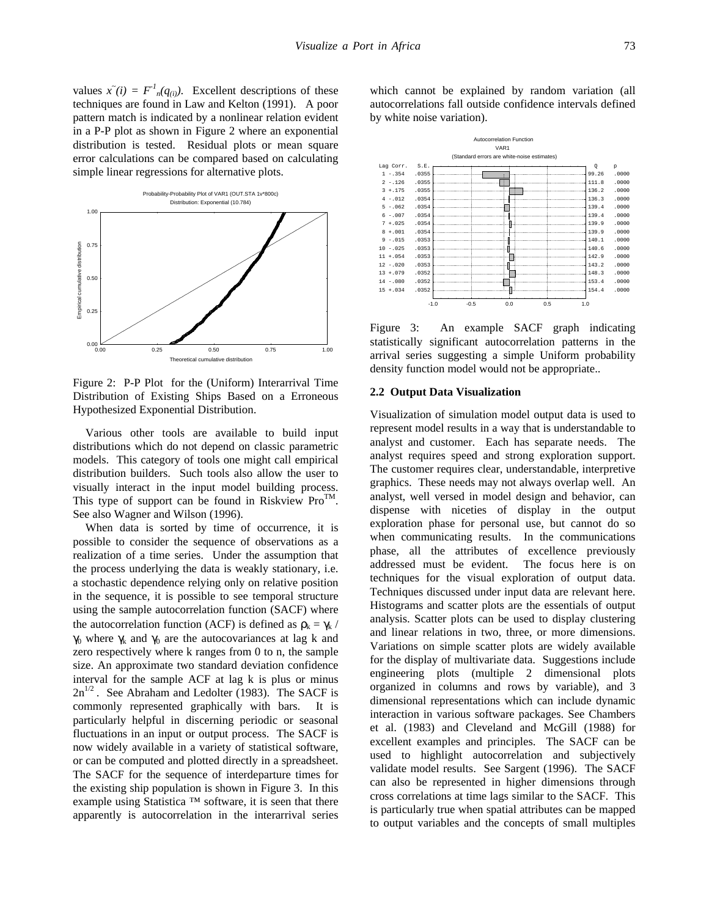values $\tilde{x}(i) = F^{-1}_n(q_{(i)})$. Excellent descriptions of these techniques are found in Law and Kelton (1991). A poor pattern match is indicated by a nonlinear relation evident in a P-P plot as shown in Figure 2 where an exponential distribution is tested. Residual plots or mean square error calculations can be compared based on calculating simple linear regressions for alternative plots.

Figure 2: P-P Plot for the (Uniform) Interarrival Time Distribution of Existing Ships Based on a Erroneous Hypothesized Exponential Distribution.

Various other tools are available to build input distributions which do not depend on classic parametric models. This category of tools one might call empirical distribution builders. Such tools also allow the user to visually interact in the input model building process. This type of support can be found in Riskview Pro™. See also Wagner and Wilson (1996).

When data is sorted by time of occurrence, it is possible to consider the sequence of observations as a realization of a time series. Under the assumption that the process underlying the data is weakly stationary, i.e. a stochastic dependence relying only on relative position in the sequence, it is possible to see temporal structure using the sample autocorrelation function (SACF) where the autocorrelation function (ACF) is defined as $\rho_k = \gamma_k / \gamma_0$ where $\gamma_k$ and $\gamma_0$ are the autocovariances at lag k and zero respectively where k ranges from 0 to n, the sample size. An approximate two standard deviation confidence interval for the sample ACF at lag k is plus or minus $2n^{1/2}$. See Abraham and Ledolter (1983). The SACF is commonly represented graphically with bars. It is particularly helpful in discerning periodic or seasonal fluctuations in an input or output process. The SACF is now widely available in a variety of statistical software, or can be computed and plotted directly in a spreadsheet. The SACF for the sequence of interdeparture times for the existing ship population is shown in Figure 3. In this example using Statistica ™ software, it is seen that there apparently is autocorrelation in the interarrival series which cannot be explained by random variation (all autocorrelations fall outside confidence intervals defined by white noise variation).

Figure 3: An example SACF graph indicating statistically significant autocorrelation patterns in the arrival series suggesting a simple Uniform probability density function model would not be appropriate..

### 2.2 Output Data Visualization

Visualization of simulation model output data is used to represent model results in a way that is understandable to analyst and customer. Each has separate needs. The analyst requires speed and strong exploration support. The customer requires clear, understandable, interpretive graphics. These needs may not always overlap well. An analyst, well versed in model design and behavior, can dispense with niceties of display in the output exploration phase for personal use, but cannot do so when communicating results. In the communications phase, all the attributes of excellence previously addressed must be evident. The focus here is on techniques for the visual exploration of output data. Techniques discussed under input data are relevant here. Histograms and scatter plots are the essentials of output analysis. Scatter plots can be used to display clustering and linear relations in two, three, or more dimensions. Variations on simple scatter plots are widely available for the display of multivariate data. Suggestions include engineering plots (multiple 2 dimensional plots organized in columns and rows by variable), and 3 dimensional representations which can include dynamic interaction in various software packages. See Chambers et al. (1983) and Cleveland and McGill (1988) for excellent examples and principles. The SACF can be used to highlight autocorrelation and subjectively validate model results. See Sargent (1996). The SACF can also be represented in higher dimensions through cross correlations at time lags similar to the SACF. This is particularly true when spatial attributes can be mapped to output variables and the concepts of small multiples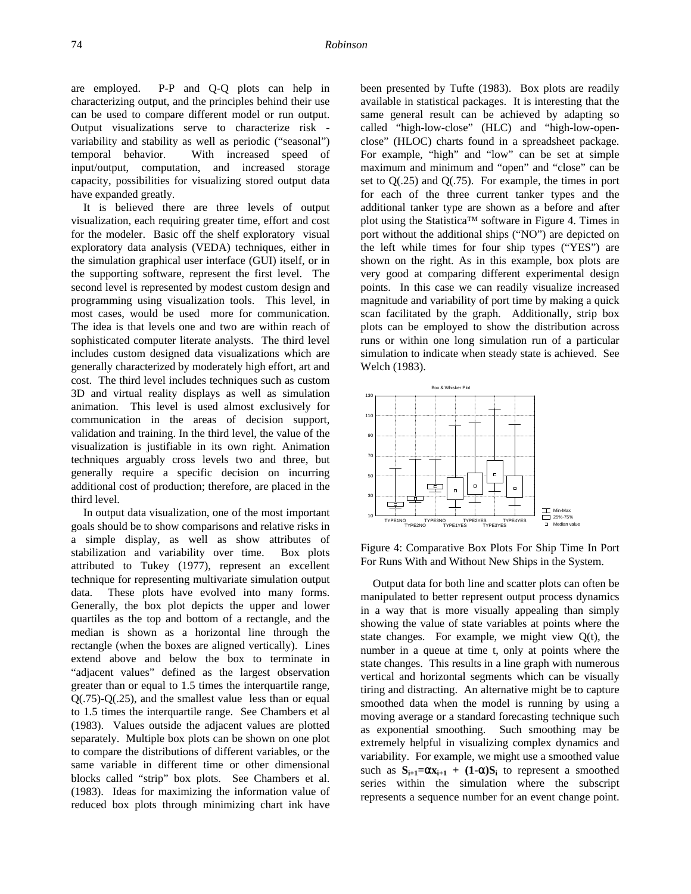are employed. P-P and Q-Q plots can help in characterizing output, and the principles behind their use can be used to compare different model or run output. Output visualizations serve to characterize risk - variability and stability as well as periodic ("seasonal") temporal behavior. With increased speed of input/output, computation, and increased storage capacity, possibilities for visualizing stored output data have expanded greatly.

It is believed there are three levels of output visualization, each requiring greater time, effort and cost for the modeler. Basic off the shelf exploratory visual exploratory data analysis (VEDA) techniques, either in the simulation graphical user interface (GUI) itself, or in the supporting software, represent the first level. The second level is represented by modest custom design and programming using visualization tools. This level, in most cases, would be used more for communication. The idea is that levels one and two are within reach of sophisticated computer literate analysts. The third level includes custom designed data visualizations which are generally characterized by moderately high effort, art and cost. The third level includes techniques such as custom 3D and virtual reality displays as well as simulation animation. This level is used almost exclusively for communication in the areas of decision support, validation and training. In the third level, the value of the visualization is justifiable in its own right. Animation techniques arguably cross levels two and three, but generally require a specific decision on incurring additional cost of production; therefore, are placed in the third level.

In output data visualization, one of the most important goals should be to show comparisons and relative risks in a simple display, as well as show attributes of stabilization and variability over time. Box plots attributed to Tukey (1977), represent an excellent technique for representing multivariate simulation output data. These plots have evolved into many forms. Generally, the box plot depicts the upper and lower quartiles as the top and bottom of a rectangle, and the median is shown as a horizontal line through the rectangle (when the boxes are aligned vertically). Lines extend above and below the box to terminate in "adjacent values" defined as the largest observation greater than or equal to 1.5 times the interquartile range, Q(.75)-Q(.25), and the smallest value less than or equal to 1.5 times the interquartile range. See Chambers et al (1983). Values outside the adjacent values are plotted separately. Multiple box plots can be shown on one plot to compare the distributions of different variables, or the same variable in different time or other dimensional blocks called "strip" box plots. See Chambers et al. (1983). Ideas for maximizing the information value of reduced box plots through minimizing chart ink have been presented by Tufte (1983). Box plots are readily available in statistical packages. It is interesting that the same general result can be achieved by adapting so called "high-low-close" (HLC) and "high-low-open-close" (HLOC) charts found in a spreadsheet package. For example, "high" and "low" can be set at simple maximum and minimum and "open" and "close" can be set to Q(.25) and Q(.75). For example, the times in port for each of the three current tanker types and the additional tanker type are shown as a before and after plot using the Statistica™ software in Figure 4. Times in port without the additional ships ("NO") are depicted on the left while times for four ship types ("YES") are shown on the right. As in this example, box plots are very good at comparing different experimental design points. In this case we can readily visualize increased magnitude and variability of port time by making a quick scan facilitated by the graph. Additionally, strip box plots can be employed to show the distribution across runs or within one long simulation run of a particular simulation to indicate when steady state is achieved. See Welch (1983).

Figure 4: Comparative Box Plots For Ship Time In Port For Runs With and Without New Ships in the System.

Output data for both line and scatter plots can often be manipulated to better represent output process dynamics in a way that is more visually appealing than simply showing the value of state variables at points where the state changes. For example, we might view Q(t), the number in a queue at time t, only at points where the state changes. This results in a line graph with numerous vertical and horizontal segments which can be visually tiring and distracting. An alternative might be to capture smoothed data when the model is running by using a moving average or a standard forecasting technique such as exponential smoothing. Such smoothing may be extremely helpful in visualizing complex dynamics and variability. For example, we might use a smoothed value such as $S_{i+1}=\alpha x_{i+1} + (1-\alpha)S_i$ to represent a smoothed series within the simulation where the subscript represents a sequence number for an event change point.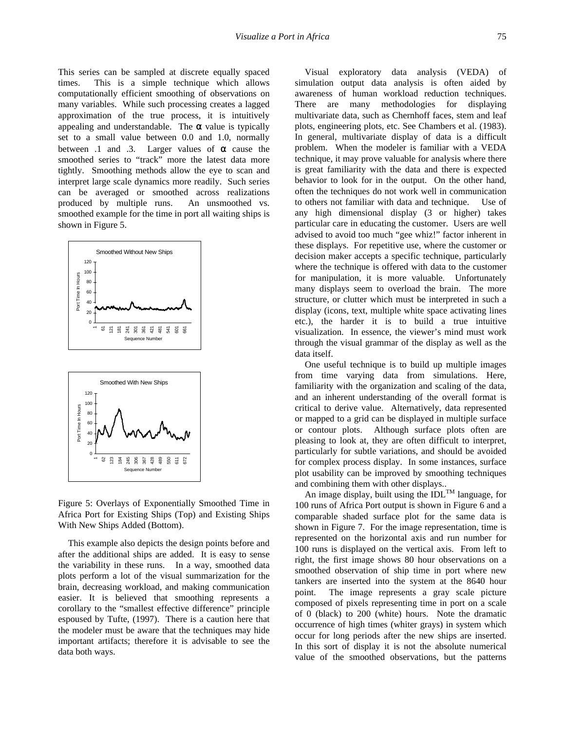This series can be sampled at discrete equally spaced times. This is a simple technique which allows computationally efficient smoothing of observations on many variables. While such processing creates a lagged approximation of the true process, it is intuitively appealing and understandable. The $\alpha$ value is typically set to a small value between 0.0 and 1.0, normally between .1 and .3. Larger values of $\alpha$ cause the smoothed series to "track" more the latest data more tightly. Smoothing methods allow the eye to scan and interpret large scale dynamics more readily. Such series can be averaged or smoothed across realizations produced by multiple runs. An unsmoothed vs. smoothed example for the time in port all waiting ships is shown in Figure 5.

Smoothed Without New Ships

Port Time In Hours

0
20
40
60
80
100
120

1
61
121
181
241
301
361
421
481
541
601
661

Sequence Number

Smoothed With New Ships

Port Time In Hours

0
20
40
60
80
100
120

1
62
123
184
245
306
367
428
489
550
611
672

Sequence Number

Figure 5: Overlays of Exponentially Smoothed Time in Africa Port for Existing Ships (Top) and Existing Ships With New Ships Added (Bottom).

This example also depicts the design points before and after the additional ships are added. It is easy to sense the variability in these runs. In a way, smoothed data plots perform a lot of the visual summarization for the brain, decreasing workload, and making communication easier. It is believed that smoothing represents a corollary to the "smallest effective difference" principle espoused by Tufte, (1997). There is a caution here that the modeler must be aware that the techniques may hide important artifacts; therefore it is advisable to see the data both ways.

Visual exploratory data analysis (VEDA) of simulation output data analysis is often aided by awareness of human workload reduction techniques. There are many methodologies for displaying multivariate data, such as Chernhoff faces, stem and leaf plots, engineering plots, etc. See Chambers et al. (1983). In general, multivariate display of data is a difficult problem. When the modeler is familiar with a VEDA technique, it may prove valuable for analysis where there is great familiarity with the data and there is expected behavior to look for in the output. On the other hand, often the techniques do not work well in communication to others not familiar with data and technique. Use of any high dimensional display (3 or higher) takes particular care in educating the customer. Users are well advised to avoid too much "gee whiz!" factor inherent in these displays. For repetitive use, where the customer or decision maker accepts a specific technique, particularly where the technique is offered with data to the customer for manipulation, it is more valuable. Unfortunately many displays seem to overload the brain. The more structure, or clutter which must be interpreted in such a display (icons, text, multiple white space activating lines etc.), the harder it is to build a true intuitive visualization. In essence, the viewer's mind must work through the visual grammar of the display as well as the data itself.

One useful technique is to build up multiple images from time varying data from simulations. Here, familiarity with the organization and scaling of the data, and an inherent understanding of the overall format is critical to derive value. Alternatively, data represented or mapped to a grid can be displayed in multiple surface or contour plots. Although surface plots often are pleasing to look at, they are often difficult to interpret, particularly for subtle variations, and should be avoided for complex process display. In some instances, surface plot usability can be improved by smoothing techniques and combining them with other displays..

An image display, built using the IDL™ language, for 100 runs of Africa Port output is shown in Figure 6 and a comparable shaded surface plot for the same data is shown in Figure 7. For the image representation, time is represented on the horizontal axis and run number for 100 runs is displayed on the vertical axis. From left to right, the first image shows 80 hour observations on a smoothed observation of ship time in port where new tankers are inserted into the system at the 8640 hour point. The image represents a gray scale picture composed of pixels representing time in port on a scale of 0 (black) to 200 (white) hours. Note the dramatic occurrence of high times (whiter grays) in system which occur for long periods after the new ships are inserted. In this sort of display it is not the absolute numerical value of the smoothed observations, but the patterns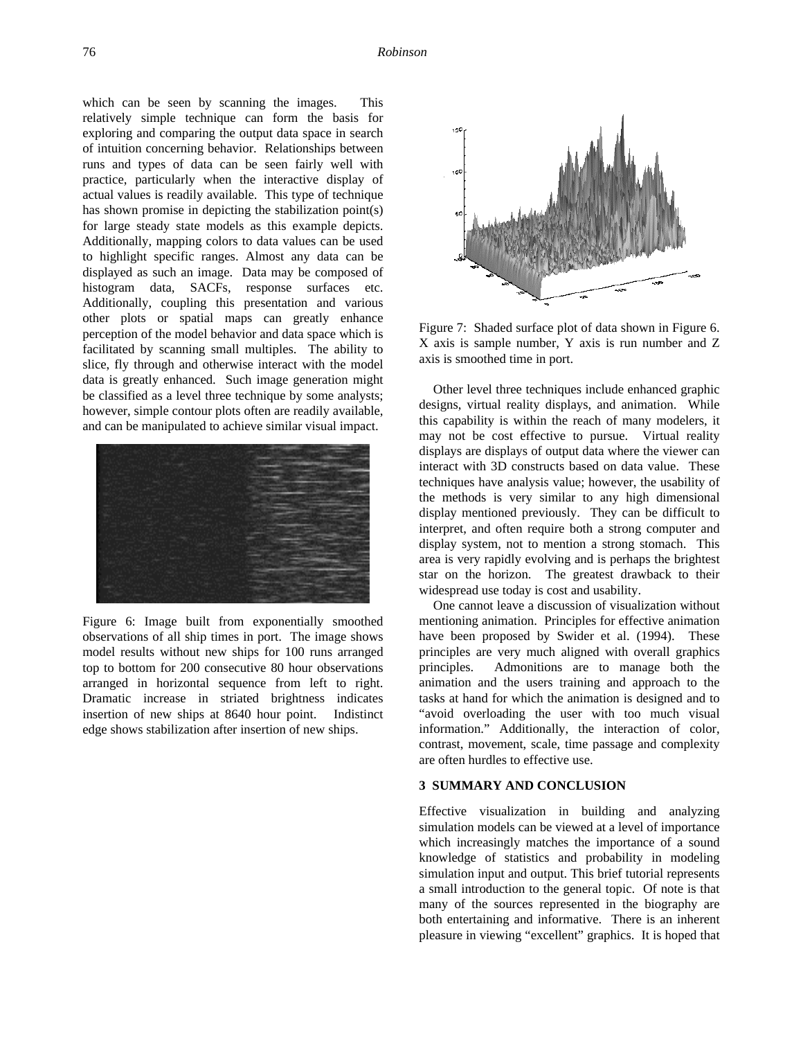which can be seen by scanning the images. This relatively simple technique can form the basis for exploring and comparing the output data space in search of intuition concerning behavior. Relationships between runs and types of data can be seen fairly well with practice, particularly when the interactive display of actual values is readily available. This type of technique has shown promise in depicting the stabilization point(s) for large steady state models as this example depicts. Additionally, mapping colors to data values can be used to highlight specific ranges. Almost any data can be displayed as such an image. Data may be composed of histogram data, SACFs, response surfaces etc. Additionally, coupling this presentation and various other plots or spatial maps can greatly enhance perception of the model behavior and data space which is facilitated by scanning small multiples. The ability to slice, fly through and otherwise interact with the model data is greatly enhanced. Such image generation might be classified as a level three technique by some analysts; however, simple contour plots often are readily available, and can be manipulated to achieve similar visual impact.

Figure 6: Image built from exponentially smoothed observations of all ship times in port. The image shows model results without new ships for 100 runs arranged top to bottom for 200 consecutive 80 hour observations arranged in horizontal sequence from left to right. Dramatic increase in striated brightness indicates insertion of new ships at 8640 hour point. Indistinct edge shows stabilization after insertion of new ships.

Figure 7: Shaded surface plot of data shown in Figure 6. X axis is sample number, Y axis is run number and Z axis is smoothed time in port.

Other level three techniques include enhanced graphic designs, virtual reality displays, and animation. While this capability is within the reach of many modelers, it may not be cost effective to pursue. Virtual reality displays are displays of output data where the viewer can interact with 3D constructs based on data value. These techniques have analysis value; however, the usability of the methods is very similar to any high dimensional display mentioned previously. They can be difficult to interpret, and often require both a strong computer and display system, not to mention a strong stomach. This area is very rapidly evolving and is perhaps the brightest star on the horizon. The greatest drawback to their widespread use today is cost and usability.

One cannot leave a discussion of visualization without mentioning animation. Principles for effective animation have been proposed by Swider et al. (1994). These principles are very much aligned with overall graphics principles. Admonitions are to manage both the animation and the users training and approach to the tasks at hand for which the animation is designed and to "avoid overloading the user with too much visual information." Additionally, the interaction of color, contrast, movement, scale, time passage and complexity are often hurdles to effective use.

## 3 SUMMARY AND CONCLUSION

Effective visualization in building and analyzing simulation models can be viewed at a level of importance which increasingly matches the importance of a sound knowledge of statistics and probability in modeling simulation input and output. This brief tutorial represents a small introduction to the general topic. Of note is that many of the sources represented in the biography are both entertaining and informative. There is an inherent pleasure in viewing "excellent" graphics. It is hoped that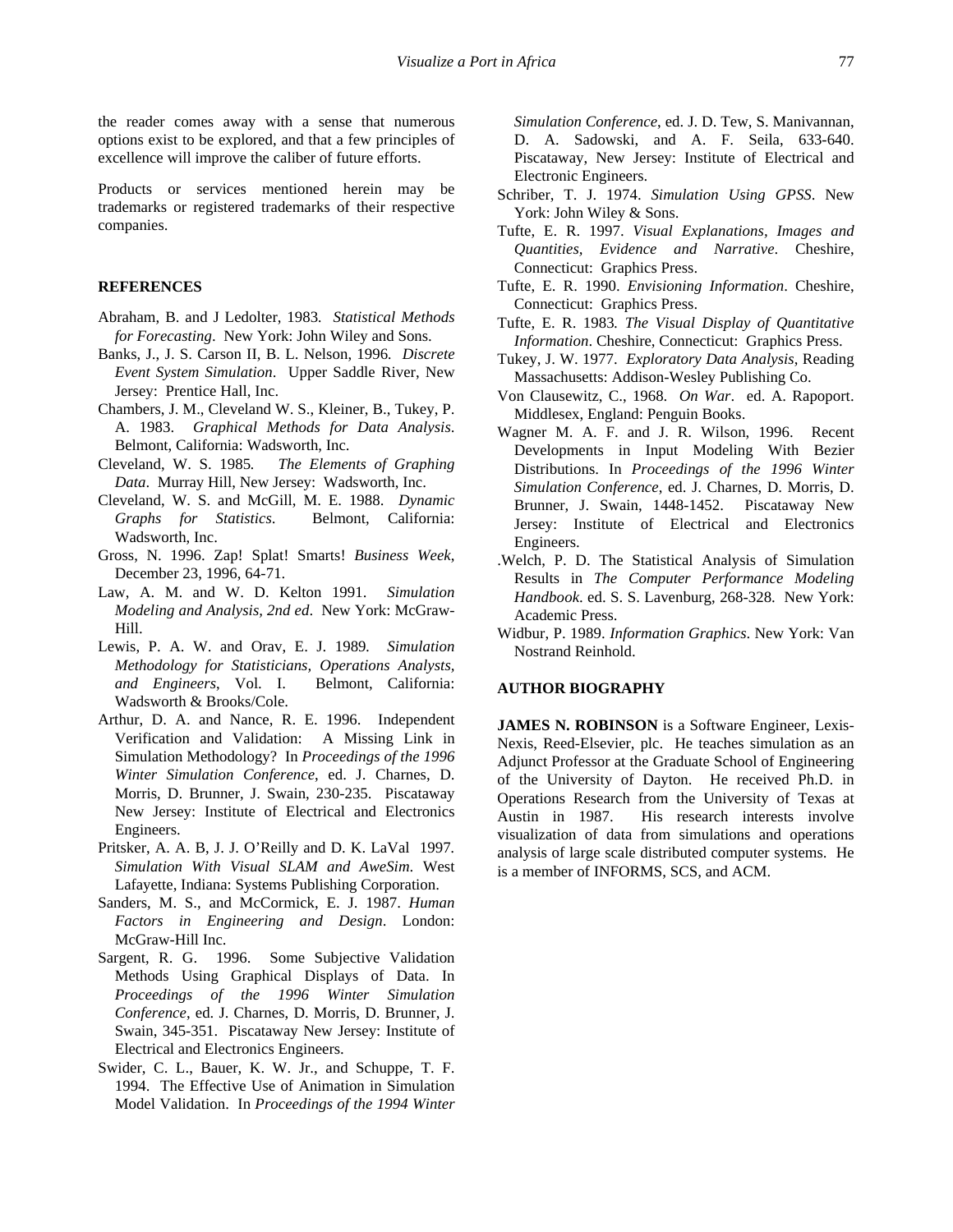the reader comes away with a sense that numerous options exist to be explored, and that a few principles of excellence will improve the caliber of future efforts.

Products or services mentioned herein may be trademarks or registered trademarks of their respective companies.

## REFERENCES

Abraham, B. and J Ledolter, 1983. *Statistical Methods for Forecasting*. New York: John Wiley and Sons.

Banks, J., J. S. Carson II, B. L. Nelson, 1996. *Discrete Event System Simulation*. Upper Saddle River, New Jersey: Prentice Hall, Inc.

Chambers, J. M., Cleveland W. S., Kleiner, B., Tukey, P. A. 1983. *Graphical Methods for Data Analysis*. Belmont, California: Wadsworth, Inc.

Cleveland, W. S. 1985. *The Elements of Graphing Data*. Murray Hill, New Jersey: Wadsworth, Inc.

Cleveland, W. S. and McGill, M. E. 1988. *Dynamic Graphs for Statistics*. Belmont, California: Wadsworth, Inc.

Gross, N. 1996. Zap! Splat! Smarts! *Business Week*, December 23, 1996, 64-71.

Law, A. M. and W. D. Kelton 1991. *Simulation Modeling and Analysis, 2nd ed*. New York: McGraw-Hill.

Lewis, P. A. W. and Orav, E. J. 1989. *Simulation Methodology for Statisticians, Operations Analysts, and Engineers*, Vol. I. Belmont, California: Wadsworth & Brooks/Cole.

Arthur, D. A. and Nance, R. E. 1996. Independent Verification and Validation: A Missing Link in Simulation Methodology? In *Proceedings of the 1996 Winter Simulation Conference*, ed. J. Charnes, D. Morris, D. Brunner, J. Swain, 230-235. Piscataway New Jersey: Institute of Electrical and Electronics Engineers.

Pritsker, A. A. B, J. J. O'Reilly and D. K. LaVal 1997. *Simulation With Visual SLAM and AweSim*. West Lafayette, Indiana: Systems Publishing Corporation.

Sanders, M. S., and McCormick, E. J. 1987. *Human Factors in Engineering and Design*. London: McGraw-Hill Inc.

Sargent, R. G. 1996. Some Subjective Validation Methods Using Graphical Displays of Data. In *Proceedings of the 1996 Winter Simulation Conference*, ed. J. Charnes, D. Morris, D. Brunner, J. Swain, 345-351. Piscataway New Jersey: Institute of Electrical and Electronics Engineers.

Swider, C. L., Bauer, K. W. Jr., and Schuppe, T. F. 1994. The Effective Use of Animation in Simulation Model Validation. In *Proceedings of the 1994 Winter Simulation Conference*, ed. J. D. Tew, S. Manivannan, D. A. Sadowski, and A. F. Seila, 633-640. Piscataway, New Jersey: Institute of Electrical and Electronic Engineers.

Schriber, T. J. 1974. *Simulation Using GPSS*. New York: John Wiley & Sons.

Tufte, E. R. 1997. *Visual Explanations, Images and Quantities, Evidence and Narrative*. Cheshire, Connecticut: Graphics Press.

Tufte, E. R. 1990. *Envisioning Information*. Cheshire, Connecticut: Graphics Press.

Tufte, E. R. 1983. *The Visual Display of Quantitative Information*. Cheshire, Connecticut: Graphics Press.

Tukey, J. W. 1977. *Exploratory Data Analysis*, Reading Massachusetts: Addison-Wesley Publishing Co.

Von Clausewitz, C., 1968. *On War*. ed. A. Rapoport. Middlesex, England: Penguin Books.

Wagner M. A. F. and J. R. Wilson, 1996. Recent Developments in Input Modeling With Bezier Distributions. In *Proceedings of the 1996 Winter Simulation Conference*, ed. J. Charnes, D. Morris, D. Brunner, J. Swain, 1448-1452. Piscataway New Jersey: Institute of Electrical and Electronics Engineers.

.Welch, P. D. The Statistical Analysis of Simulation Results in *The Computer Performance Modeling Handbook*. ed. S. S. Lavenburg, 268-328. New York: Academic Press.

Widbur, P. 1989. *Information Graphics*. New York: Van Nostrand Reinhold.

## AUTHOR BIOGRAPHY

**JAMES N. ROBINSON** is a Software Engineer, Lexis-Nexis, Reed-Elsevier, plc. He teaches simulation as an Adjunct Professor at the Graduate School of Engineering of the University of Dayton. He received Ph.D. in Operations Research from the University of Texas at Austin in 1987. His research interests involve visualization of data from simulations and operations analysis of large scale distributed computer systems. He is a member of INFORMS, SCS, and ACM.